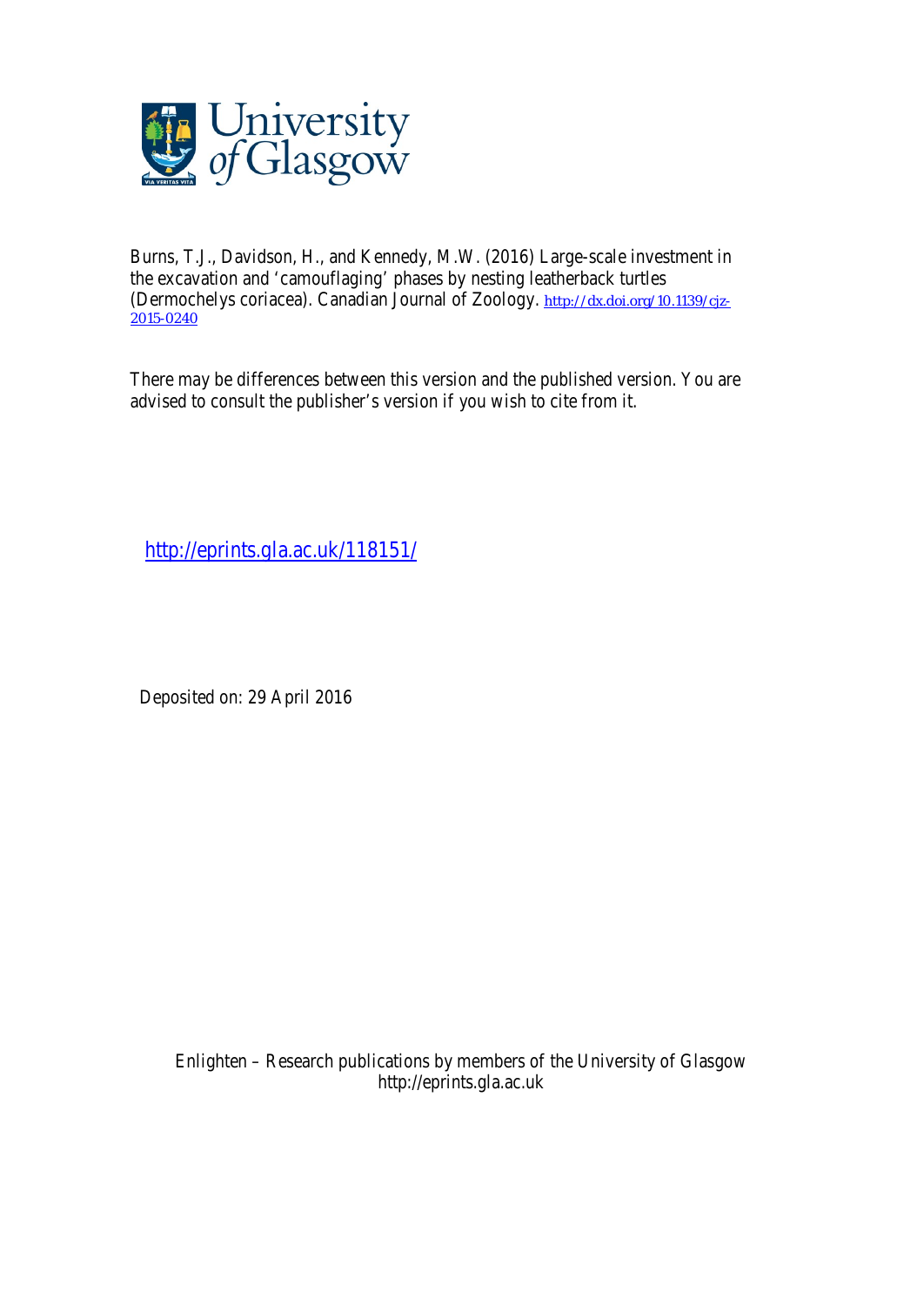Burns, T.J., Davidson, H., and Kennedy, M.W. (2016) Large-scale investment in the excavation and 'camouflaging' phases by nesting leatherback turtles (Dermochelys coriacea). Canadian Journal of Zoology. http://dx.doi.org/10.1139/cjz-2015-0240

There may be differences between this version and the published version. You are advised to consult the publisher's version if you wish to cite from it.

http://eprints.gla.ac.uk/118151/

Deposited on: 29 April 2016

Enlighten – Research publications by members of the University of Glasgow
http://eprints.gla.ac.uk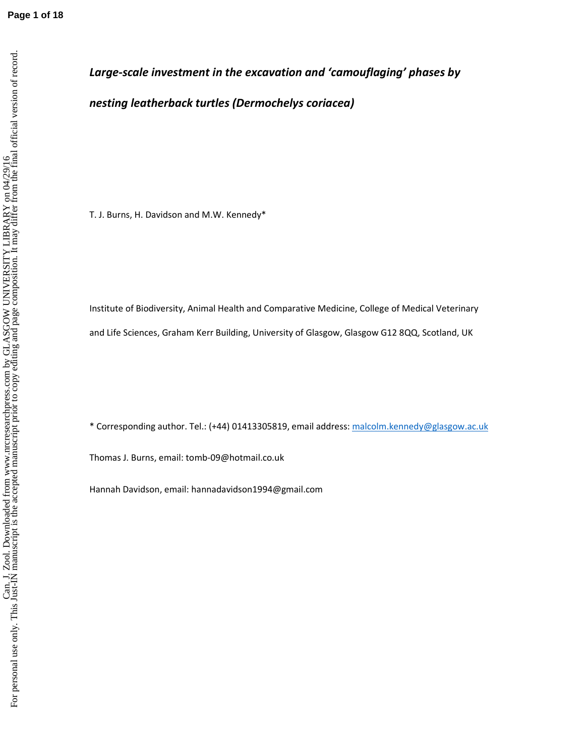***Large-scale investment in the excavation and 'camouflaging' phases by nesting leatherback turtles (Dermochelys coriacea)***

T. J. Burns, H. Davidson and M.W. Kennedy*

Institute of Biodiversity, Animal Health and Comparative Medicine, College of Medical Veterinary and Life Sciences, Graham Kerr Building, University of Glasgow, Glasgow G12 8QQ, Scotland, UK

* Corresponding author. Tel.: (+44) 01413305819, email address: malcolm.kennedy@glasgow.ac.uk

Thomas J. Burns, email: tomb-09@hotmail.co.uk

Hannah Davidson, email: hannadavidson1994@gmail.com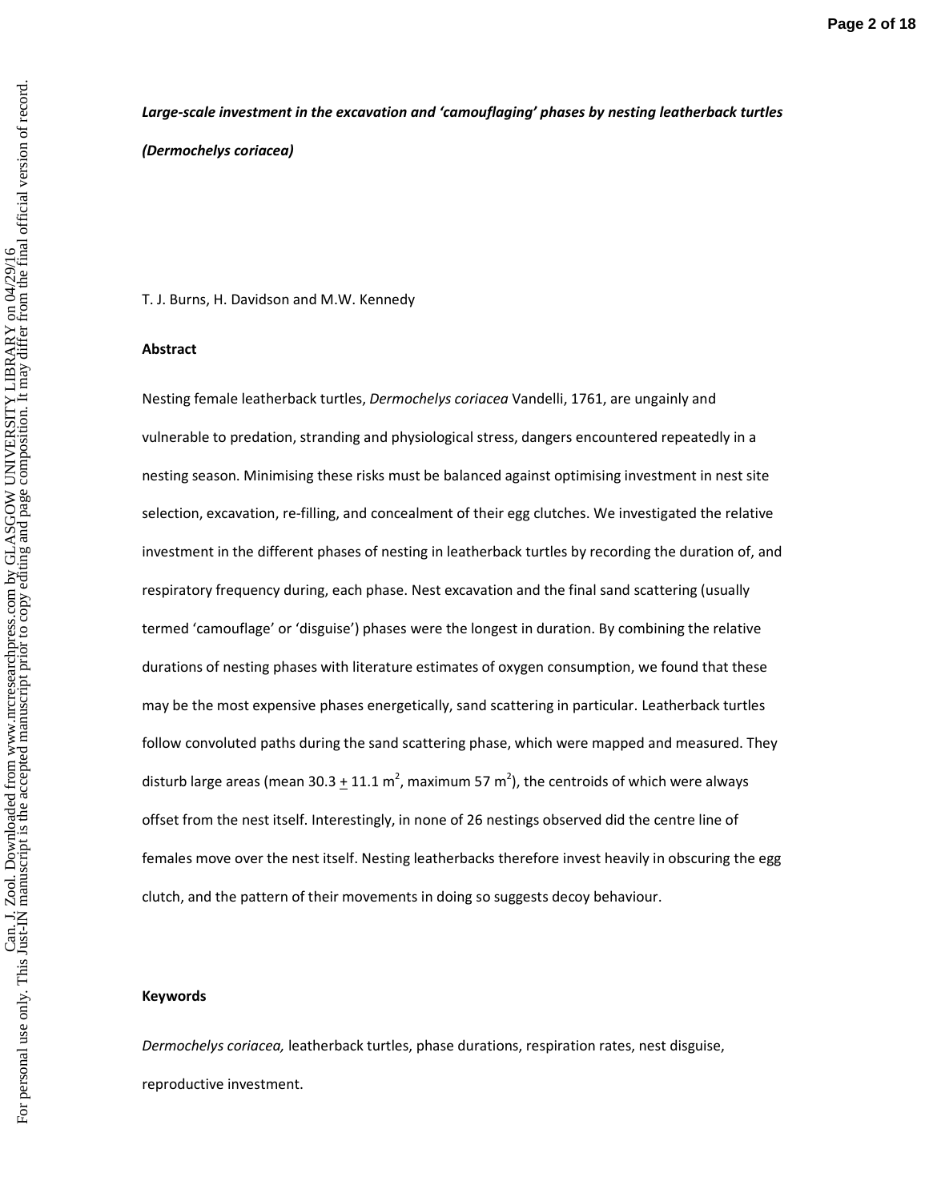***Large-scale investment in the excavation and 'camouflaging' phases by nesting leatherback turtles (Dermochelys coriacea)***

T. J. Burns, H. Davidson and M.W. Kennedy

**Abstract**

Nesting female leatherback turtles, *Dermochelys coriacea* Vandelli, 1761, are ungainly and vulnerable to predation, stranding and physiological stress, dangers encountered repeatedly in a nesting season. Minimising these risks must be balanced against optimising investment in nest site selection, excavation, re-filling, and concealment of their egg clutches. We investigated the relative investment in the different phases of nesting in leatherback turtles by recording the duration of, and respiratory frequency during, each phase. Nest excavation and the final sand scattering (usually termed 'camouflage' or 'disguise') phases were the longest in duration. By combining the relative durations of nesting phases with literature estimates of oxygen consumption, we found that these may be the most expensive phases energetically, sand scattering in particular. Leatherback turtles follow convoluted paths during the sand scattering phase, which were mapped and measured. They disturb large areas (mean 30.3 $\pm$ 11.1 $m^2$, maximum 57 $m^2$), the centroids of which were always offset from the nest itself. Interestingly, in none of 26 nestings observed did the centre line of females move over the nest itself. Nesting leatherbacks therefore invest heavily in obscuring the egg clutch, and the pattern of their movements in doing so suggests decoy behaviour.

**Keywords**

*Dermochelys coriacea,* leatherback turtles, phase durations, respiration rates, nest disguise, reproductive investment.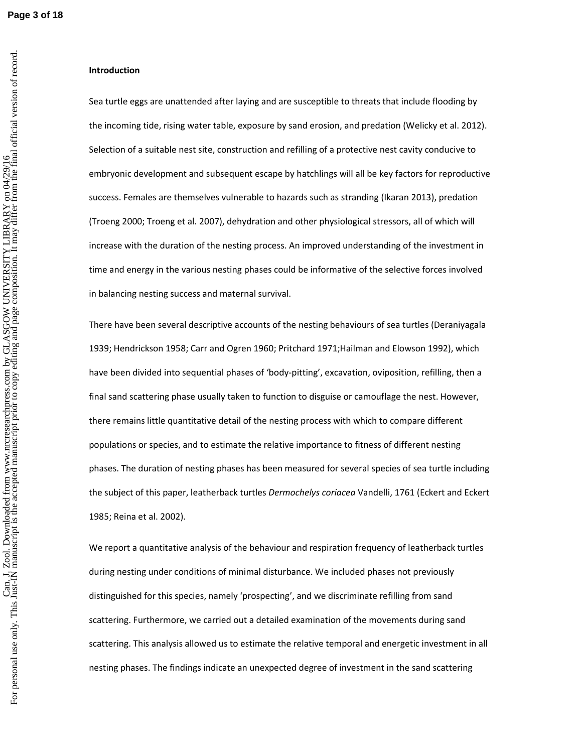**Introduction**

Sea turtle eggs are unattended after laying and are susceptible to threats that include flooding by the incoming tide, rising water table, exposure by sand erosion, and predation (Welicky et al. 2012). Selection of a suitable nest site, construction and refilling of a protective nest cavity conducive to embryonic development and subsequent escape by hatchlings will all be key factors for reproductive success. Females are themselves vulnerable to hazards such as stranding (Ikaran 2013), predation (Troeng 2000; Troeng et al. 2007), dehydration and other physiological stressors, all of which will increase with the duration of the nesting process. An improved understanding of the investment in time and energy in the various nesting phases could be informative of the selective forces involved in balancing nesting success and maternal survival.

There have been several descriptive accounts of the nesting behaviours of sea turtles (Deraniyagala 1939; Hendrickson 1958; Carr and Ogren 1960; Pritchard 1971;Hailman and Elowson 1992), which have been divided into sequential phases of 'body-pitting', excavation, oviposition, refilling, then a final sand scattering phase usually taken to function to disguise or camouflage the nest. However, there remains little quantitative detail of the nesting process with which to compare different populations or species, and to estimate the relative importance to fitness of different nesting phases. The duration of nesting phases has been measured for several species of sea turtle including the subject of this paper, leatherback turtles *Dermochelys coriacea* Vandelli, 1761 (Eckert and Eckert 1985; Reina et al. 2002).

We report a quantitative analysis of the behaviour and respiration frequency of leatherback turtles during nesting under conditions of minimal disturbance. We included phases not previously distinguished for this species, namely 'prospecting', and we discriminate refilling from sand scattering. Furthermore, we carried out a detailed examination of the movements during sand scattering. This analysis allowed us to estimate the relative temporal and energetic investment in all nesting phases. The findings indicate an unexpected degree of investment in the sand scattering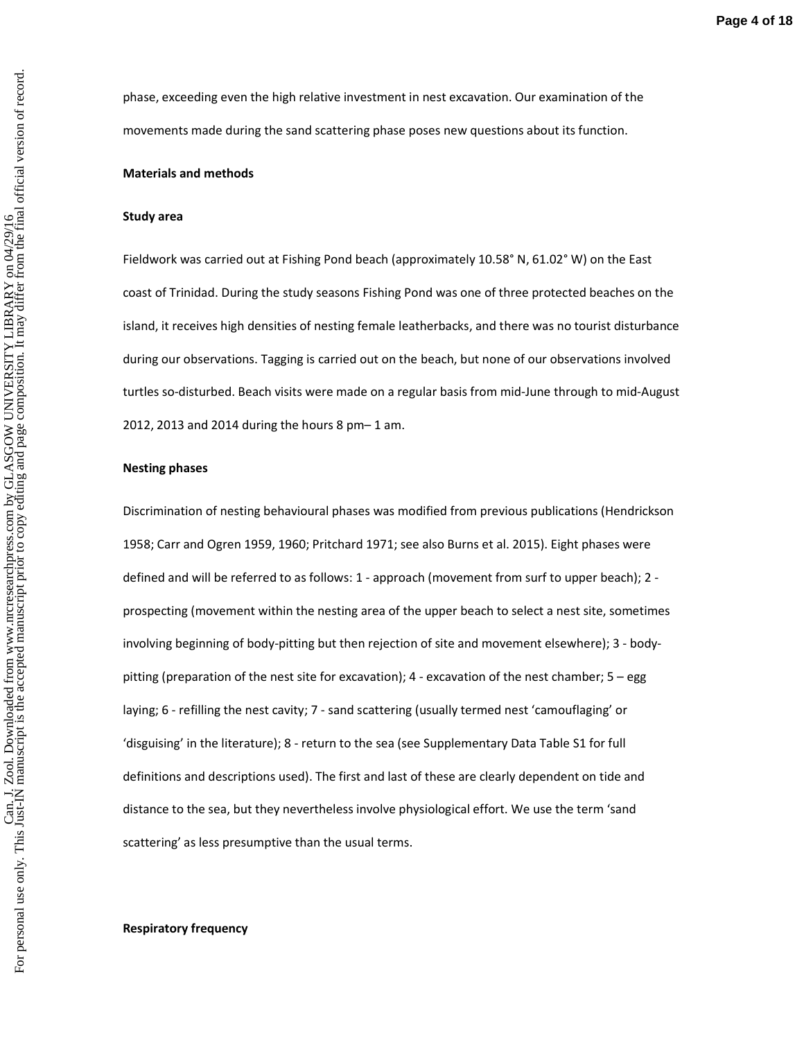phase, exceeding even the high relative investment in nest excavation. Our examination of the movements made during the sand scattering phase poses new questions about its function.

**Materials and methods**

**Study area**

Fieldwork was carried out at Fishing Pond beach (approximately 10.58° N, 61.02° W) on the East coast of Trinidad. During the study seasons Fishing Pond was one of three protected beaches on the island, it receives high densities of nesting female leatherbacks, and there was no tourist disturbance during our observations. Tagging is carried out on the beach, but none of our observations involved turtles so-disturbed. Beach visits were made on a regular basis from mid-June through to mid-August 2012, 2013 and 2014 during the hours 8 pm– 1 am.

**Nesting phases**

Discrimination of nesting behavioural phases was modified from previous publications (Hendrickson 1958; Carr and Ogren 1959, 1960; Pritchard 1971; see also Burns et al. 2015). Eight phases were defined and will be referred to as follows: 1 - approach (movement from surf to upper beach); 2 - prospecting (movement within the nesting area of the upper beach to select a nest site, sometimes involving beginning of body-pitting but then rejection of site and movement elsewhere); 3 - body-pitting (preparation of the nest site for excavation); 4 - excavation of the nest chamber; 5 – egg laying; 6 - refilling the nest cavity; 7 - sand scattering (usually termed nest 'camouflaging' or 'disguising' in the literature); 8 - return to the sea (see Supplementary Data Table S1 for full definitions and descriptions used). The first and last of these are clearly dependent on tide and distance to the sea, but they nevertheless involve physiological effort. We use the term 'sand scattering' as less presumptive than the usual terms.

**Respiratory frequency**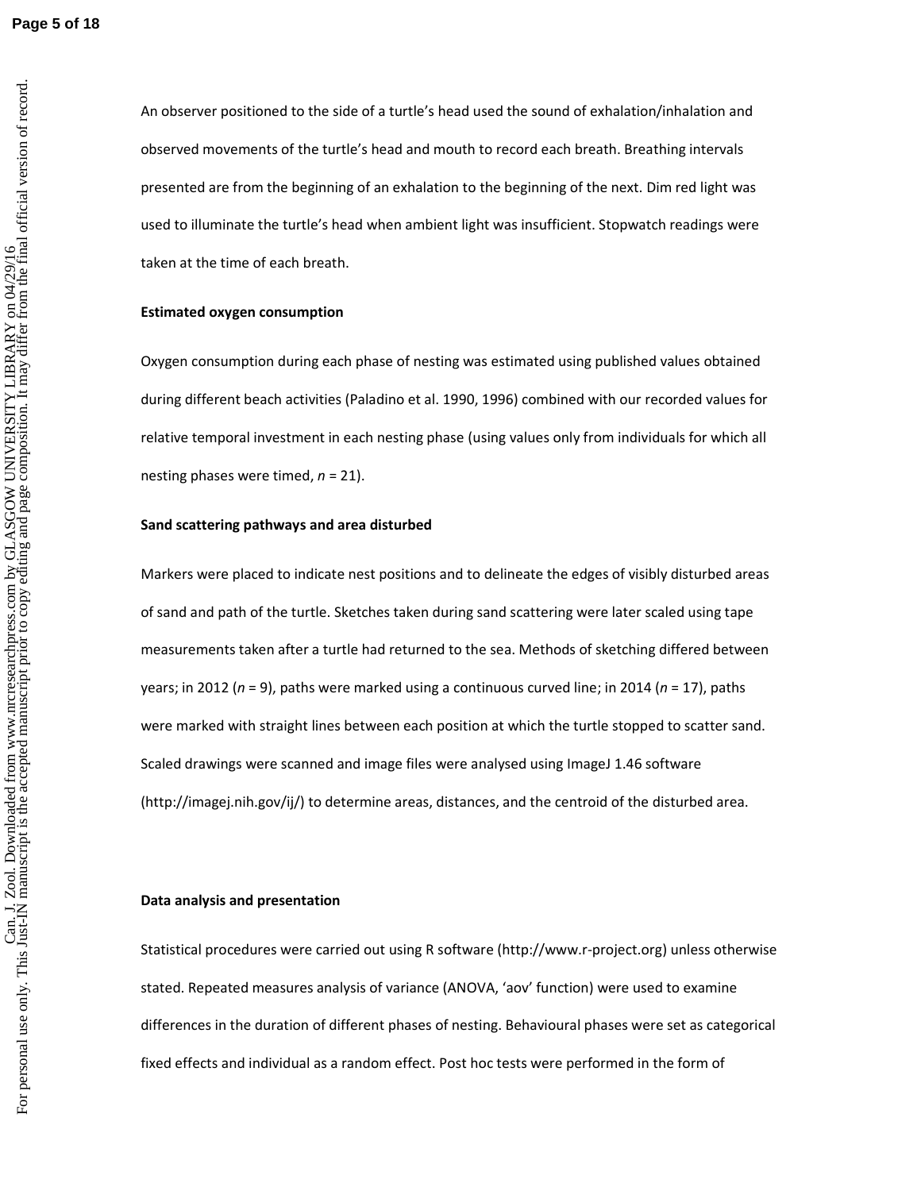An observer positioned to the side of a turtle's head used the sound of exhalation/inhalation and observed movements of the turtle's head and mouth to record each breath. Breathing intervals presented are from the beginning of an exhalation to the beginning of the next. Dim red light was used to illuminate the turtle's head when ambient light was insufficient. Stopwatch readings were taken at the time of each breath.

**Estimated oxygen consumption**

Oxygen consumption during each phase of nesting was estimated using published values obtained during different beach activities (Paladino et al. 1990, 1996) combined with our recorded values for relative temporal investment in each nesting phase (using values only from individuals for which all nesting phases were timed, *n* = 21).

**Sand scattering pathways and area disturbed**

Markers were placed to indicate nest positions and to delineate the edges of visibly disturbed areas of sand and path of the turtle. Sketches taken during sand scattering were later scaled using tape measurements taken after a turtle had returned to the sea. Methods of sketching differed between years; in 2012 (*n* = 9), paths were marked using a continuous curved line; in 2014 (*n* = 17), paths were marked with straight lines between each position at which the turtle stopped to scatter sand. Scaled drawings were scanned and image files were analysed using ImageJ 1.46 software (http://imagej.nih.gov/ij/) to determine areas, distances, and the centroid of the disturbed area.

**Data analysis and presentation**

Statistical procedures were carried out using R software (http://www.r-project.org) unless otherwise stated. Repeated measures analysis of variance (ANOVA, 'aov' function) were used to examine differences in the duration of different phases of nesting. Behavioural phases were set as categorical fixed effects and individual as a random effect. Post hoc tests were performed in the form of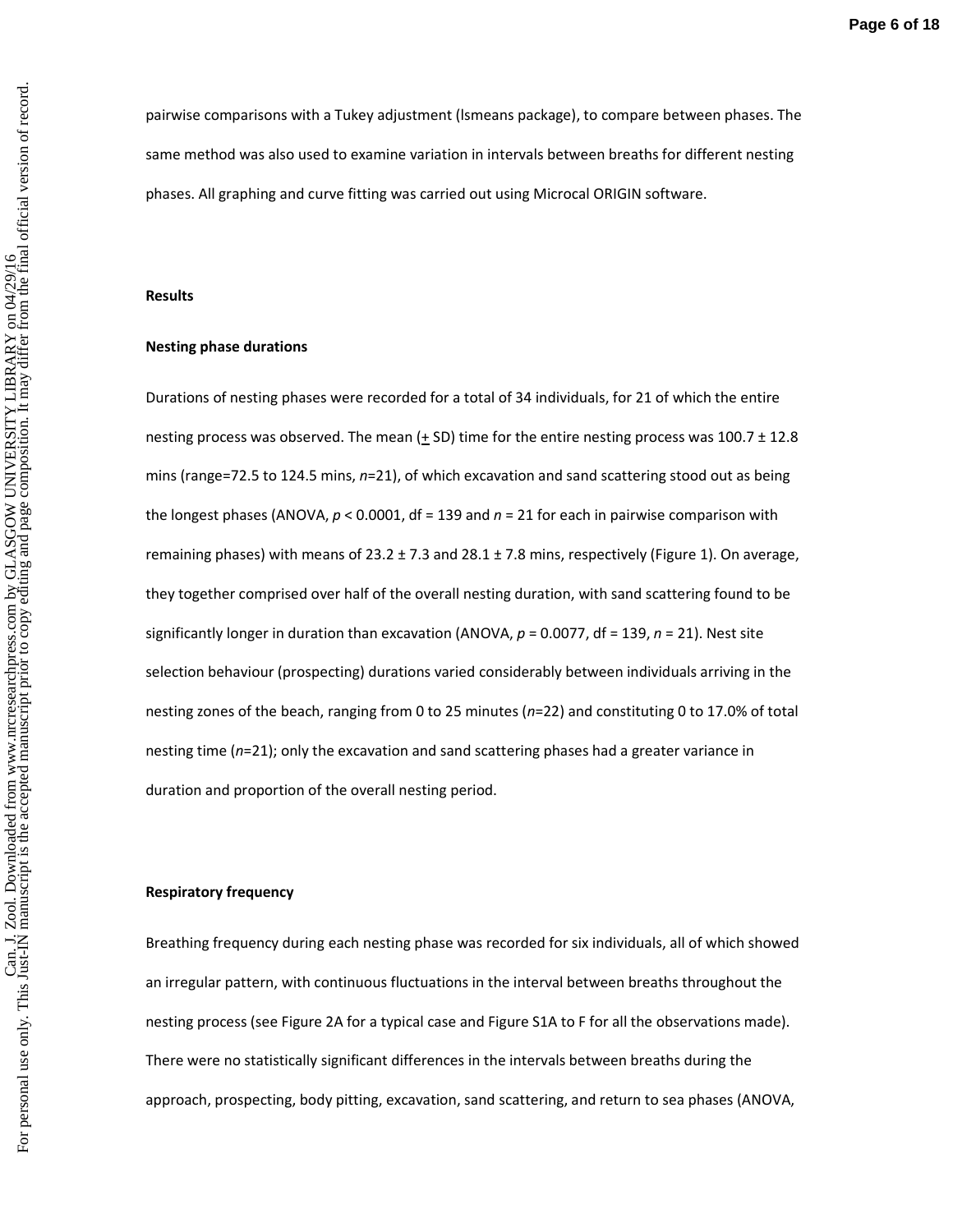pairwise comparisons with a Tukey adjustment (lsmeans package), to compare between phases. The same method was also used to examine variation in intervals between breaths for different nesting phases. All graphing and curve fitting was carried out using Microcal ORIGIN software.

## Results

### Nesting phase durations

Durations of nesting phases were recorded for a total of 34 individuals, for 21 of which the entire nesting process was observed. The mean ($\pm$ SD) time for the entire nesting process was 100.7 ± 12.8 mins (range=72.5 to 124.5 mins, $n$=21), of which excavation and sand scattering stood out as being the longest phases (ANOVA, $p < 0.0001$, df = 139 and $n$ = 21 for each in pairwise comparison with remaining phases) with means of 23.2 ± 7.3 and 28.1 ± 7.8 mins, respectively (Figure 1). On average, they together comprised over half of the overall nesting duration, with sand scattering found to be significantly longer in duration than excavation (ANOVA, $p$ = 0.0077, df = 139, $n$ = 21). Nest site selection behaviour (prospecting) durations varied considerably between individuals arriving in the nesting zones of the beach, ranging from 0 to 25 minutes ($n$=22) and constituting 0 to 17.0% of total nesting time ($n$=21); only the excavation and sand scattering phases had a greater variance in duration and proportion of the overall nesting period.

### Respiratory frequency

Breathing frequency during each nesting phase was recorded for six individuals, all of which showed an irregular pattern, with continuous fluctuations in the interval between breaths throughout the nesting process (see Figure 2A for a typical case and Figure S1A to F for all the observations made). There were no statistically significant differences in the intervals between breaths during the approach, prospecting, body pitting, excavation, sand scattering, and return to sea phases (ANOVA,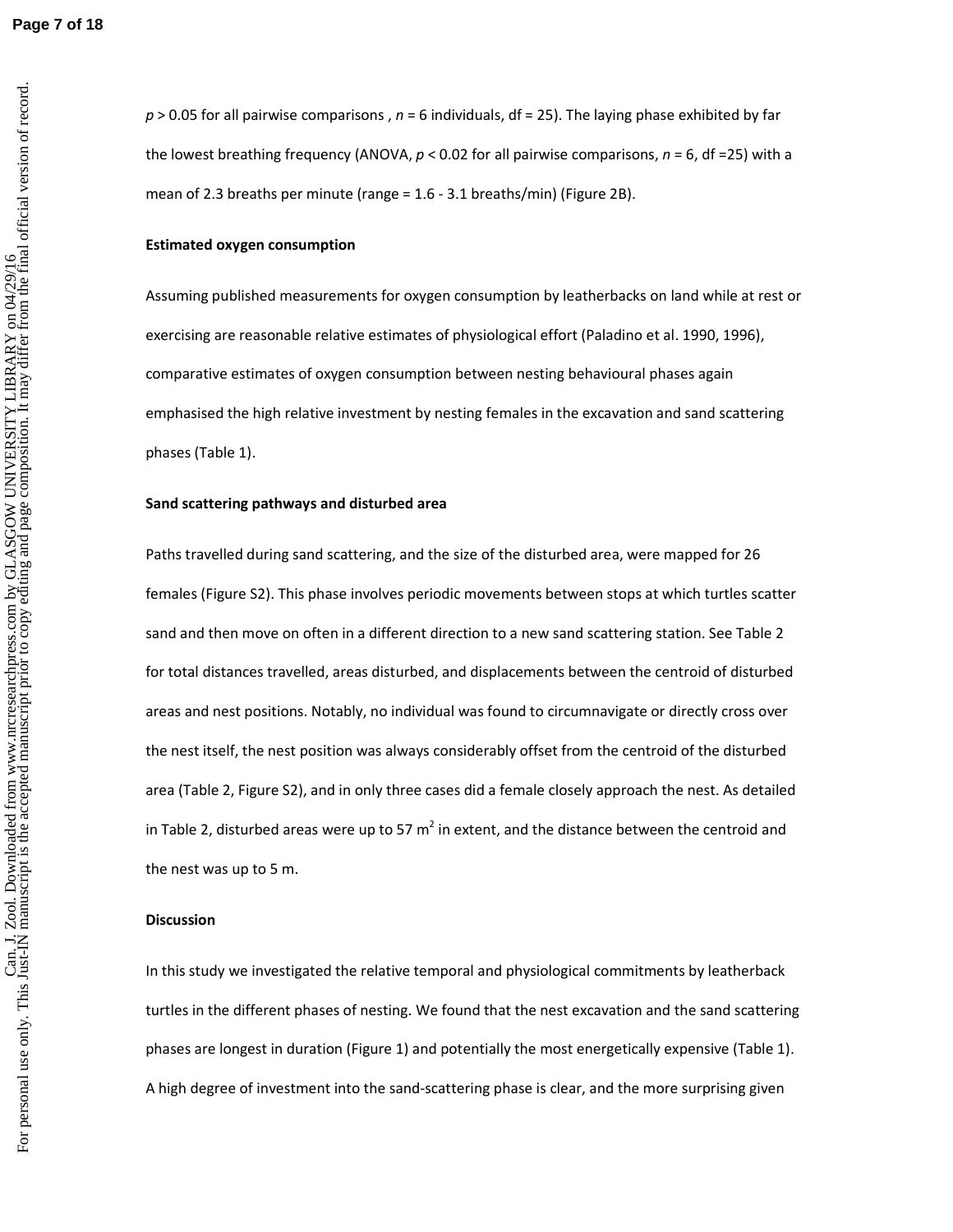$p > 0.05$ for all pairwise comparisons , $n = 6$ individuals, df = 25). The laying phase exhibited by far the lowest breathing frequency (ANOVA, $p < 0.02$ for all pairwise comparisons, $n = 6$, df =25) with a mean of 2.3 breaths per minute (range = 1.6 - 3.1 breaths/min) (Figure 2B).

**Estimated oxygen consumption**

Assuming published measurements for oxygen consumption by leatherbacks on land while at rest or exercising are reasonable relative estimates of physiological effort (Paladino et al. 1990, 1996), comparative estimates of oxygen consumption between nesting behavioural phases again emphasised the high relative investment by nesting females in the excavation and sand scattering phases (Table 1).

**Sand scattering pathways and disturbed area**

Paths travelled during sand scattering, and the size of the disturbed area, were mapped for 26 females (Figure S2). This phase involves periodic movements between stops at which turtles scatter sand and then move on often in a different direction to a new sand scattering station. See Table 2 for total distances travelled, areas disturbed, and displacements between the centroid of disturbed areas and nest positions. Notably, no individual was found to circumnavigate or directly cross over the nest itself, the nest position was always considerably offset from the centroid of the disturbed area (Table 2, Figure S2), and in only three cases did a female closely approach the nest. As detailed in Table 2, disturbed areas were up to 57 $m^2$ in extent, and the distance between the centroid and the nest was up to 5 m.

**Discussion**

In this study we investigated the relative temporal and physiological commitments by leatherback turtles in the different phases of nesting. We found that the nest excavation and the sand scattering phases are longest in duration (Figure 1) and potentially the most energetically expensive (Table 1). A high degree of investment into the sand-scattering phase is clear, and the more surprising given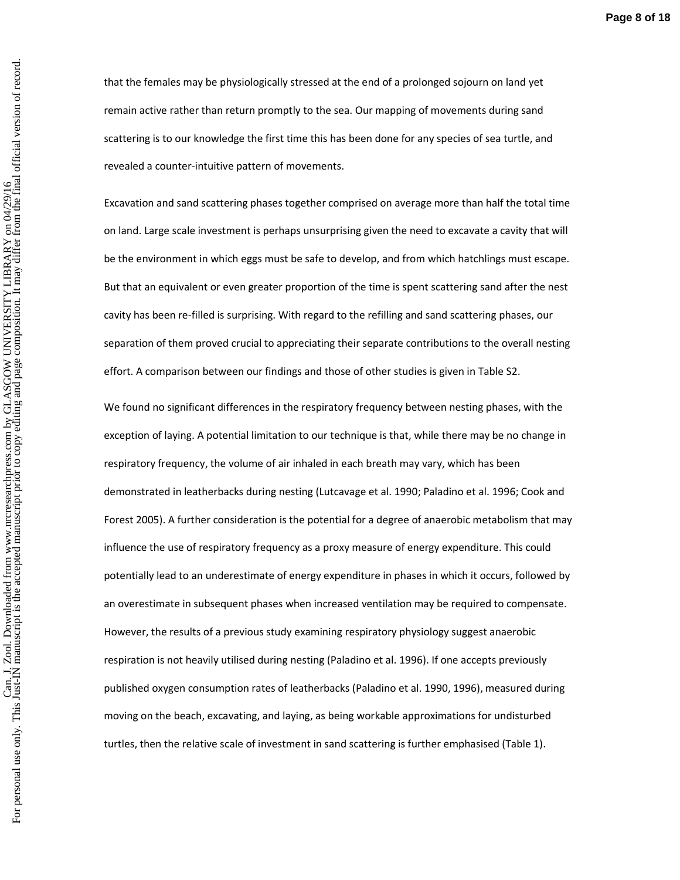that the females may be physiologically stressed at the end of a prolonged sojourn on land yet remain active rather than return promptly to the sea. Our mapping of movements during sand scattering is to our knowledge the first time this has been done for any species of sea turtle, and revealed a counter-intuitive pattern of movements.

Excavation and sand scattering phases together comprised on average more than half the total time on land. Large scale investment is perhaps unsurprising given the need to excavate a cavity that will be the environment in which eggs must be safe to develop, and from which hatchlings must escape. But that an equivalent or even greater proportion of the time is spent scattering sand after the nest cavity has been re-filled is surprising. With regard to the refilling and sand scattering phases, our separation of them proved crucial to appreciating their separate contributions to the overall nesting effort. A comparison between our findings and those of other studies is given in Table S2.

We found no significant differences in the respiratory frequency between nesting phases, with the exception of laying. A potential limitation to our technique is that, while there may be no change in respiratory frequency, the volume of air inhaled in each breath may vary, which has been demonstrated in leatherbacks during nesting (Lutcavage et al. 1990; Paladino et al. 1996; Cook and Forest 2005). A further consideration is the potential for a degree of anaerobic metabolism that may influence the use of respiratory frequency as a proxy measure of energy expenditure. This could potentially lead to an underestimate of energy expenditure in phases in which it occurs, followed by an overestimate in subsequent phases when increased ventilation may be required to compensate. However, the results of a previous study examining respiratory physiology suggest anaerobic respiration is not heavily utilised during nesting (Paladino et al. 1996). If one accepts previously published oxygen consumption rates of leatherbacks (Paladino et al. 1990, 1996), measured during moving on the beach, excavating, and laying, as being workable approximations for undisturbed turtles, then the relative scale of investment in sand scattering is further emphasised (Table 1).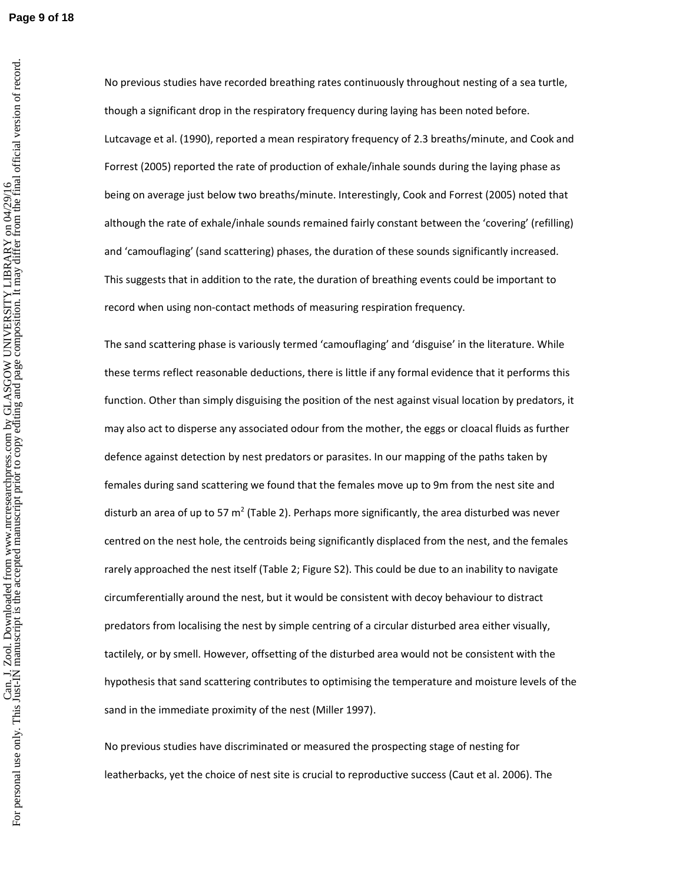No previous studies have recorded breathing rates continuously throughout nesting of a sea turtle, though a significant drop in the respiratory frequency during laying has been noted before. Lutcavage et al. (1990), reported a mean respiratory frequency of 2.3 breaths/minute, and Cook and Forrest (2005) reported the rate of production of exhale/inhale sounds during the laying phase as being on average just below two breaths/minute. Interestingly, Cook and Forrest (2005) noted that although the rate of exhale/inhale sounds remained fairly constant between the 'covering' (refilling) and 'camouflaging' (sand scattering) phases, the duration of these sounds significantly increased. This suggests that in addition to the rate, the duration of breathing events could be important to record when using non-contact methods of measuring respiration frequency.

The sand scattering phase is variously termed 'camouflaging' and 'disguise' in the literature. While these terms reflect reasonable deductions, there is little if any formal evidence that it performs this function. Other than simply disguising the position of the nest against visual location by predators, it may also act to disperse any associated odour from the mother, the eggs or cloacal fluids as further defence against detection by nest predators or parasites. In our mapping of the paths taken by females during sand scattering we found that the females move up to 9m from the nest site and disturb an area of up to 57 m$^2$ (Table 2). Perhaps more significantly, the area disturbed was never centred on the nest hole, the centroids being significantly displaced from the nest, and the females rarely approached the nest itself (Table 2; Figure S2). This could be due to an inability to navigate circumferentially around the nest, but it would be consistent with decoy behaviour to distract predators from localising the nest by simple centring of a circular disturbed area either visually, tactilely, or by smell. However, offsetting of the disturbed area would not be consistent with the hypothesis that sand scattering contributes to optimising the temperature and moisture levels of the sand in the immediate proximity of the nest (Miller 1997).

No previous studies have discriminated or measured the prospecting stage of nesting for leatherbacks, yet the choice of nest site is crucial to reproductive success (Caut et al. 2006). The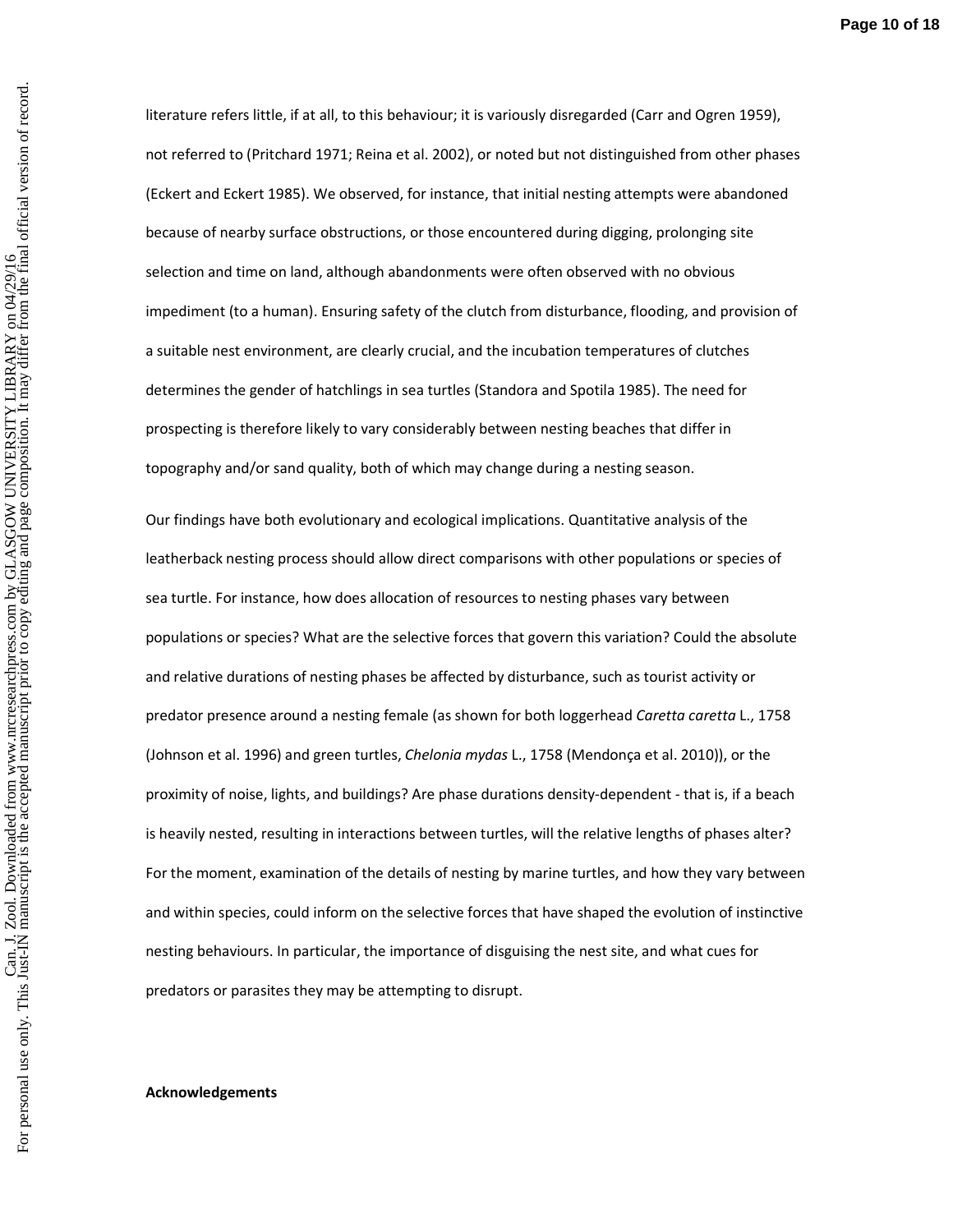literature refers little, if at all, to this behaviour; it is variously disregarded (Carr and Ogren 1959), not referred to (Pritchard 1971; Reina et al. 2002), or noted but not distinguished from other phases (Eckert and Eckert 1985). We observed, for instance, that initial nesting attempts were abandoned because of nearby surface obstructions, or those encountered during digging, prolonging site selection and time on land, although abandonments were often observed with no obvious impediment (to a human). Ensuring safety of the clutch from disturbance, flooding, and provision of a suitable nest environment, are clearly crucial, and the incubation temperatures of clutches determines the gender of hatchlings in sea turtles (Standora and Spotila 1985). The need for prospecting is therefore likely to vary considerably between nesting beaches that differ in topography and/or sand quality, both of which may change during a nesting season.

Our findings have both evolutionary and ecological implications. Quantitative analysis of the leatherback nesting process should allow direct comparisons with other populations or species of sea turtle. For instance, how does allocation of resources to nesting phases vary between populations or species? What are the selective forces that govern this variation? Could the absolute and relative durations of nesting phases be affected by disturbance, such as tourist activity or predator presence around a nesting female (as shown for both loggerhead *Caretta caretta* L., 1758 (Johnson et al. 1996) and green turtles, *Chelonia mydas* L., 1758 (Mendonça et al. 2010)), or the proximity of noise, lights, and buildings? Are phase durations density-dependent - that is, if a beach is heavily nested, resulting in interactions between turtles, will the relative lengths of phases alter? For the moment, examination of the details of nesting by marine turtles, and how they vary between and within species, could inform on the selective forces that have shaped the evolution of instinctive nesting behaviours. In particular, the importance of disguising the nest site, and what cues for predators or parasites they may be attempting to disrupt.

**Acknowledgements**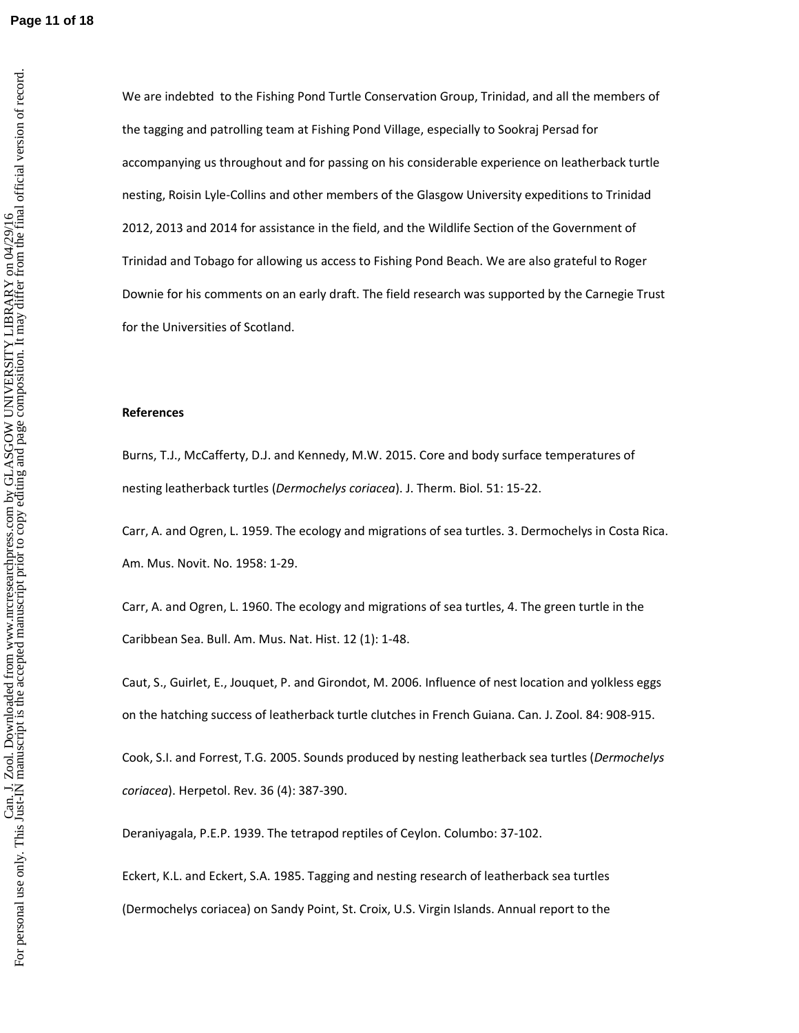We are indebted to the Fishing Pond Turtle Conservation Group, Trinidad, and all the members of the tagging and patrolling team at Fishing Pond Village, especially to Sookraj Persad for accompanying us throughout and for passing on his considerable experience on leatherback turtle nesting, Roisin Lyle-Collins and other members of the Glasgow University expeditions to Trinidad 2012, 2013 and 2014 for assistance in the field, and the Wildlife Section of the Government of Trinidad and Tobago for allowing us access to Fishing Pond Beach. We are also grateful to Roger Downie for his comments on an early draft. The field research was supported by the Carnegie Trust for the Universities of Scotland.

**References**

Burns, T.J., McCafferty, D.J. and Kennedy, M.W. 2015. Core and body surface temperatures of nesting leatherback turtles (*Dermochelys coriacea*). J. Therm. Biol. 51: 15-22.

Carr, A. and Ogren, L. 1959. The ecology and migrations of sea turtles. 3. Dermochelys in Costa Rica. Am. Mus. Novit. No. 1958: 1-29.

Carr, A. and Ogren, L. 1960. The ecology and migrations of sea turtles, 4. The green turtle in the Caribbean Sea. Bull. Am. Mus. Nat. Hist. 12 (1): 1-48.

Caut, S., Guirlet, E., Jouquet, P. and Girondot, M. 2006. Influence of nest location and yolkless eggs on the hatching success of leatherback turtle clutches in French Guiana. Can. J. Zool. 84: 908-915.

Cook, S.I. and Forrest, T.G. 2005. Sounds produced by nesting leatherback sea turtles (*Dermochelys coriacea*). Herpetol. Rev. 36 (4): 387-390.

Deraniyagala, P.E.P. 1939. The tetrapod reptiles of Ceylon. Columbo: 37-102.

Eckert, K.L. and Eckert, S.A. 1985. Tagging and nesting research of leatherback sea turtles (Dermochelys coriacea) on Sandy Point, St. Croix, U.S. Virgin Islands. Annual report to the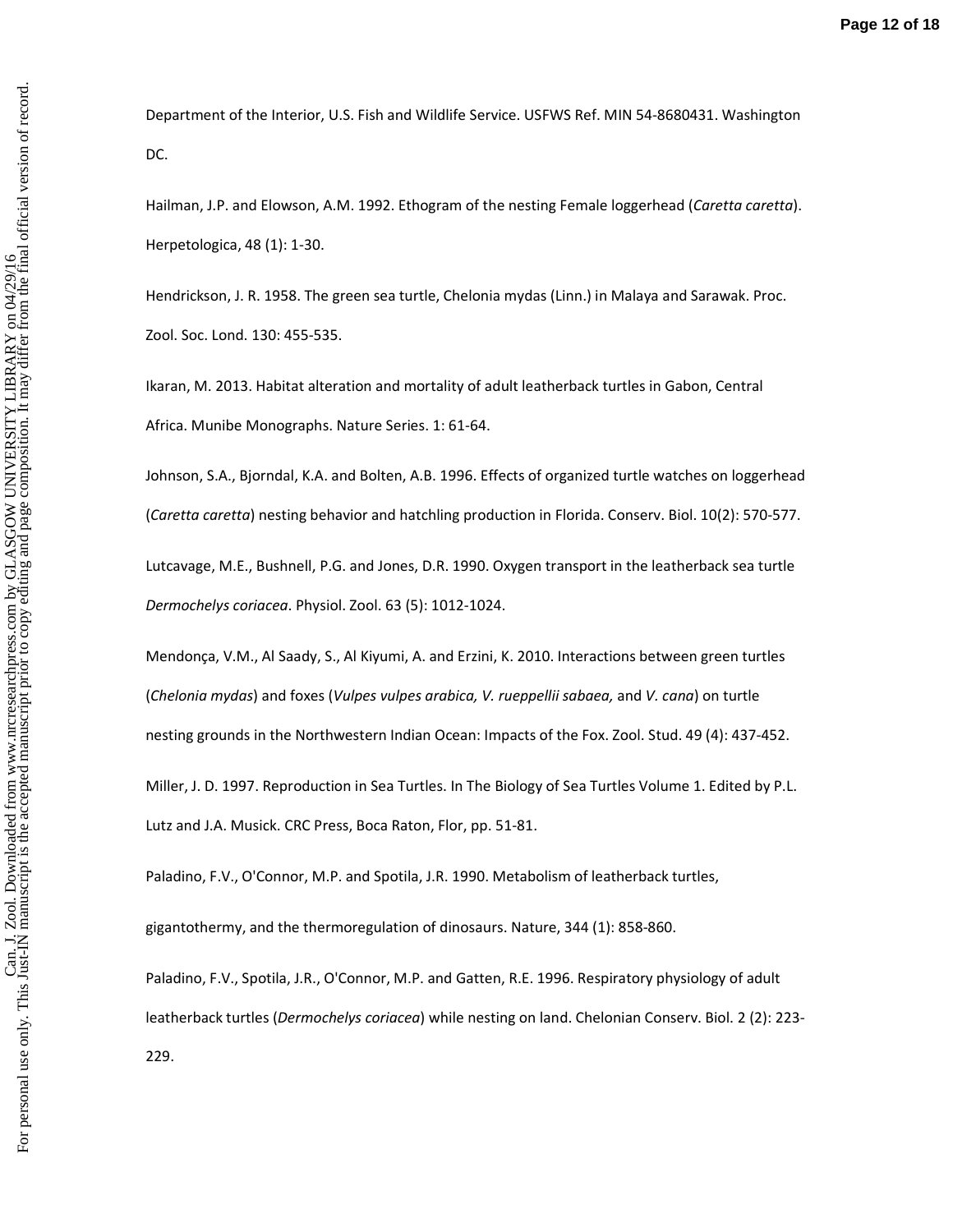Department of the Interior, U.S. Fish and Wildlife Service. USFWS Ref. MIN 54-8680431. Washington DC.

Hailman, J.P. and Elowson, A.M. 1992. Ethogram of the nesting Female loggerhead (*Caretta caretta*). Herpetologica, 48 (1): 1-30.

Hendrickson, J. R. 1958. The green sea turtle, Chelonia mydas (Linn.) in Malaya and Sarawak. Proc. Zool. Soc. Lond. 130: 455-535.

Ikaran, M. 2013. Habitat alteration and mortality of adult leatherback turtles in Gabon, Central Africa. Munibe Monographs. Nature Series. 1: 61-64.

Johnson, S.A., Bjorndal, K.A. and Bolten, A.B. 1996. Effects of organized turtle watches on loggerhead (*Caretta caretta*) nesting behavior and hatchling production in Florida. Conserv. Biol. 10(2): 570-577.

Lutcavage, M.E., Bushnell, P.G. and Jones, D.R. 1990. Oxygen transport in the leatherback sea turtle *Dermochelys coriacea*. Physiol. Zool. 63 (5): 1012-1024.

Mendonça, V.M., Al Saady, S., Al Kiyumi, A. and Erzini, K. 2010. Interactions between green turtles (*Chelonia mydas*) and foxes (*Vulpes vulpes arabica, V. rueppellii sabaea,* and *V. cana*) on turtle nesting grounds in the Northwestern Indian Ocean: Impacts of the Fox. Zool. Stud. 49 (4): 437-452.

Miller, J. D. 1997. Reproduction in Sea Turtles. In The Biology of Sea Turtles Volume 1. Edited by P.L. Lutz and J.A. Musick. CRC Press, Boca Raton, Flor, pp. 51-81.

Paladino, F.V., O'Connor, M.P. and Spotila, J.R. 1990. Metabolism of leatherback turtles, gigantothermy, and the thermoregulation of dinosaurs. Nature, 344 (1): 858-860.

Paladino, F.V., Spotila, J.R., O'Connor, M.P. and Gatten, R.E. 1996. Respiratory physiology of adult leatherback turtles (*Dermochelys coriacea*) while nesting on land. Chelonian Conserv. Biol. 2 (2): 223-229.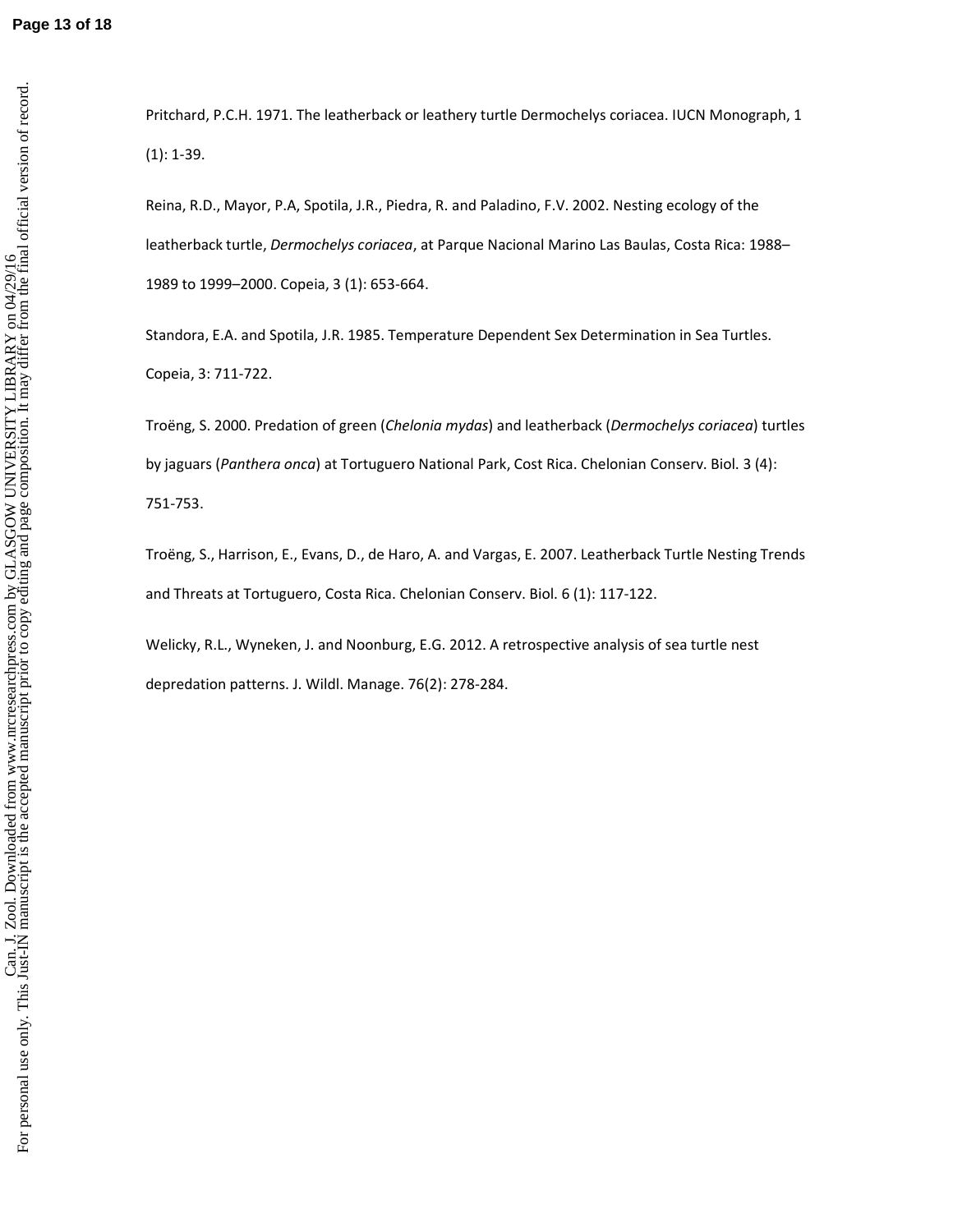Pritchard, P.C.H. 1971. The leatherback or leathery turtle Dermochelys coriacea. IUCN Monograph, 1 (1): 1-39.

Reina, R.D., Mayor, P.A, Spotila, J.R., Piedra, R. and Paladino, F.V. 2002. Nesting ecology of the leatherback turtle, *Dermochelys coriacea*, at Parque Nacional Marino Las Baulas, Costa Rica: 1988–1989 to 1999–2000. Copeia, 3 (1): 653-664.

Standora, E.A. and Spotila, J.R. 1985. Temperature Dependent Sex Determination in Sea Turtles. Copeia, 3: 711-722.

Troëng, S. 2000. Predation of green (*Chelonia mydas*) and leatherback (*Dermochelys coriacea*) turtles by jaguars (*Panthera onca*) at Tortuguero National Park, Cost Rica. Chelonian Conserv. Biol. 3 (4): 751-753.

Troëng, S., Harrison, E., Evans, D., de Haro, A. and Vargas, E. 2007. Leatherback Turtle Nesting Trends and Threats at Tortuguero, Costa Rica. Chelonian Conserv. Biol. 6 (1): 117-122.

Welicky, R.L., Wyneken, J. and Noonburg, E.G. 2012. A retrospective analysis of sea turtle nest depredation patterns. J. Wildl. Manage. 76(2): 278-284.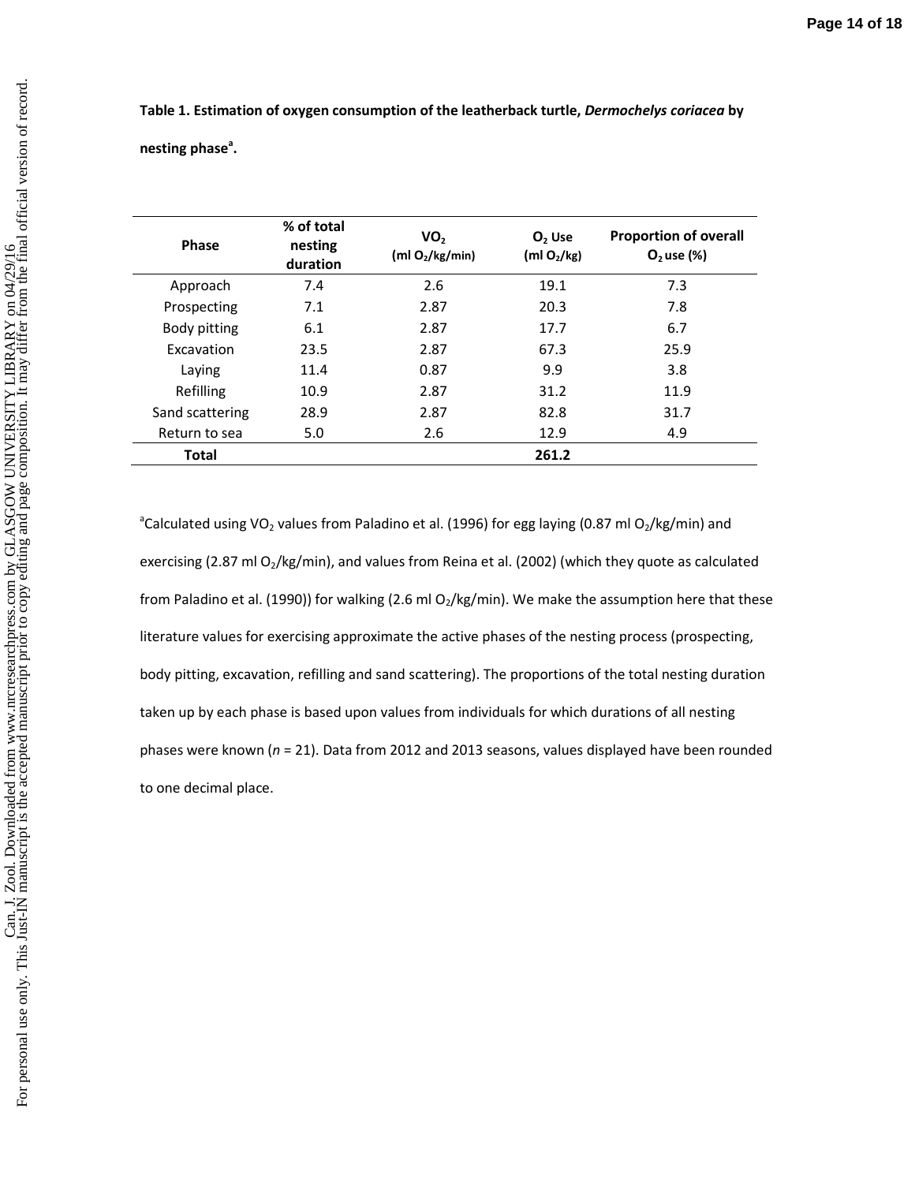**Table 1. Estimation of oxygen consumption of the leatherback turtle, *Dermochelys coriacea* by nesting phase[a].**

| Phase | % of total nesting duration | $VO_2$ (ml $O_2$/kg/min) | $O_2$ Use (ml $O_2$/kg) | Proportion of overall $O_2$ use (%) |
|---|---|---|---|---|
| Approach | 7.4 | 2.6 | 19.1 | 7.3 |
| Prospecting | 7.1 | 2.87 | 20.3 | 7.8 |
| Body pitting | 6.1 | 2.87 | 17.7 | 6.7 |
| Excavation | 23.5 | 2.87 | 67.3 | 25.9 |
| Laying | 11.4 | 0.87 | 9.9 | 3.8 |
| Refilling | 10.9 | 2.87 | 31.2 | 11.9 |
| Sand scattering | 28.9 | 2.87 | 82.8 | 31.7 |
| Return to sea | 5.0 | 2.6 | 12.9 | 4.9 |
| **Total** | | | **261.2** | |

[a]Calculated using $VO_2$ values from Paladino et al. (1996) for egg laying (0.87 ml $O_2$/kg/min) and exercising (2.87 ml $O_2$/kg/min), and values from Reina et al. (2002) (which they quote as calculated from Paladino et al. (1990)) for walking (2.6 ml $O_2$/kg/min). We make the assumption here that these literature values for exercising approximate the active phases of the nesting process (prospecting, body pitting, excavation, refilling and sand scattering). The proportions of the total nesting duration taken up by each phase is based upon values from individuals for which durations of all nesting phases were known ($n$ = 21). Data from 2012 and 2013 seasons, values displayed have been rounded to one decimal place.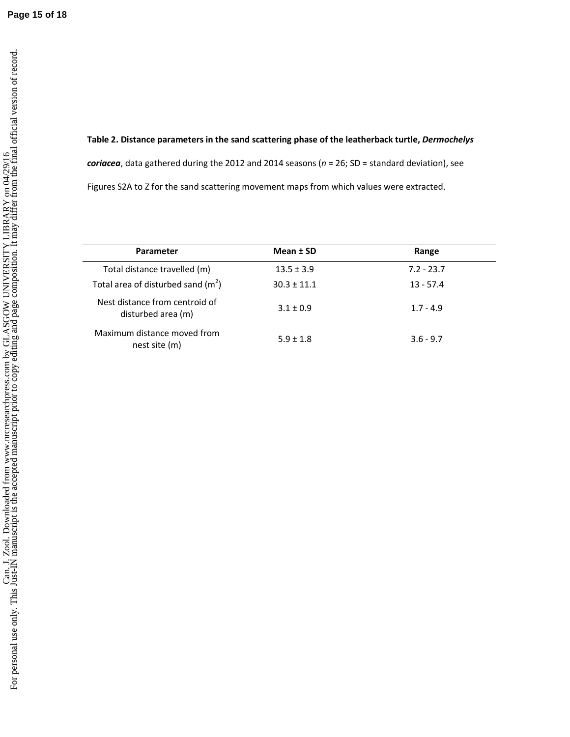**Table 2. Distance parameters in the sand scattering phase of the leatherback turtle, *Dermochelys coriacea***, data gathered during the 2012 and 2014 seasons (*n* = 26; SD = standard deviation), see Figures S2A to Z for the sand scattering movement maps from which values were extracted.

| Parameter | Mean ± SD | Range |
|---|---|---|
| Total distance travelled (m) | 13.5 ± 3.9 | 7.2 - 23.7 |
| Total area of disturbed sand ($m^2$) | 30.3 ± 11.1 | 13 - 57.4 |
| Nest distance from centroid of disturbed area (m) | 3.1 ± 0.9 | 1.7 - 4.9 |
| Maximum distance moved from nest site (m) | 5.9 ± 1.8 | 3.6 - 9.7 |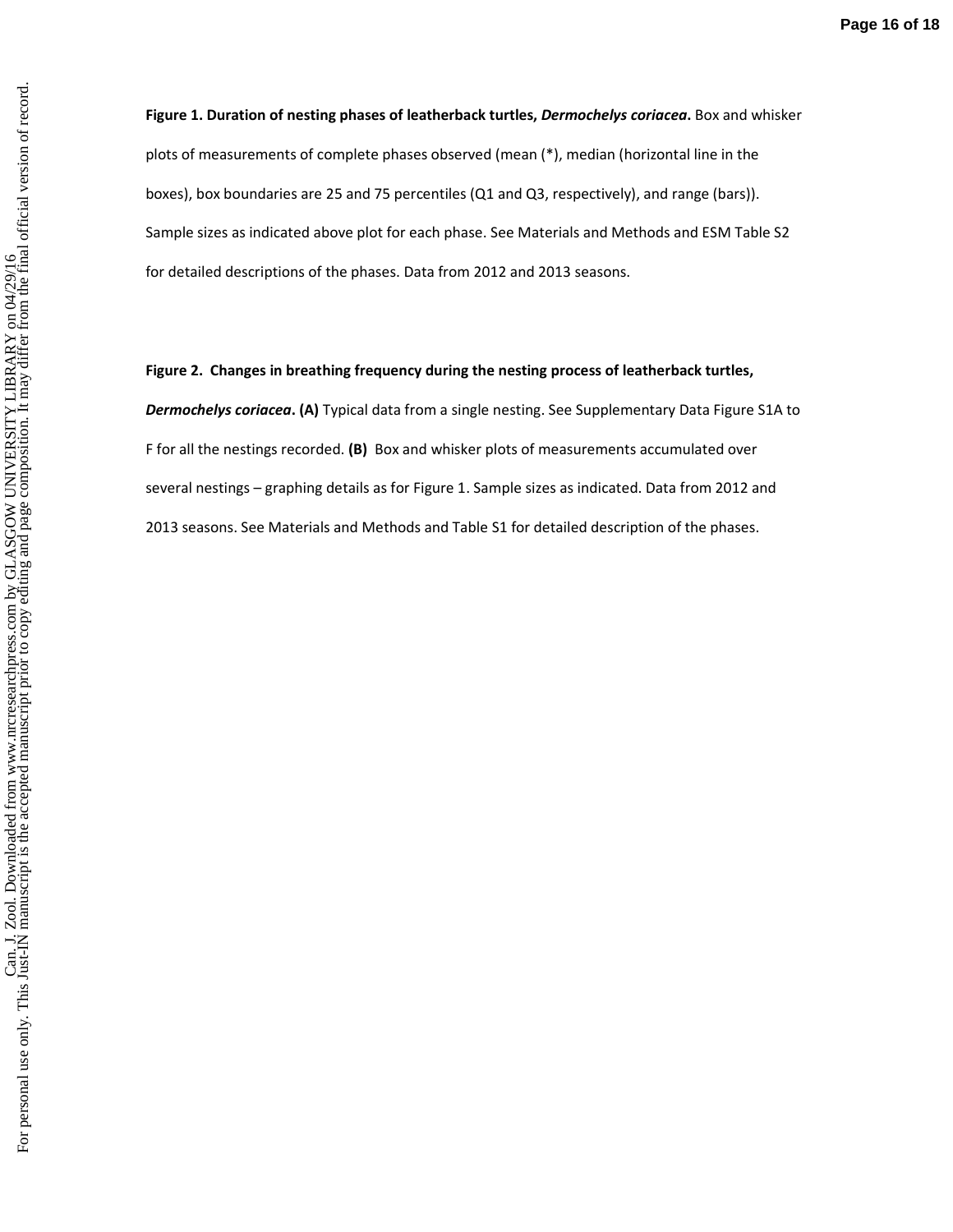**Figure 1. Duration of nesting phases of leatherback turtles, *Dermochelys coriacea*.** Box and whisker plots of measurements of complete phases observed (mean (*), median (horizontal line in the boxes), box boundaries are 25 and 75 percentiles (Q1 and Q3, respectively), and range (bars)). Sample sizes as indicated above plot for each phase. See Materials and Methods and ESM Table S2 for detailed descriptions of the phases. Data from 2012 and 2013 seasons.

**Figure 2. Changes in breathing frequency during the nesting process of leatherback turtles, *Dermochelys coriacea*. (A)** Typical data from a single nesting. See Supplementary Data Figure S1A to F for all the nestings recorded. **(B)** Box and whisker plots of measurements accumulated over several nestings – graphing details as for Figure 1. Sample sizes as indicated. Data from 2012 and 2013 seasons. See Materials and Methods and Table S1 for detailed description of the phases.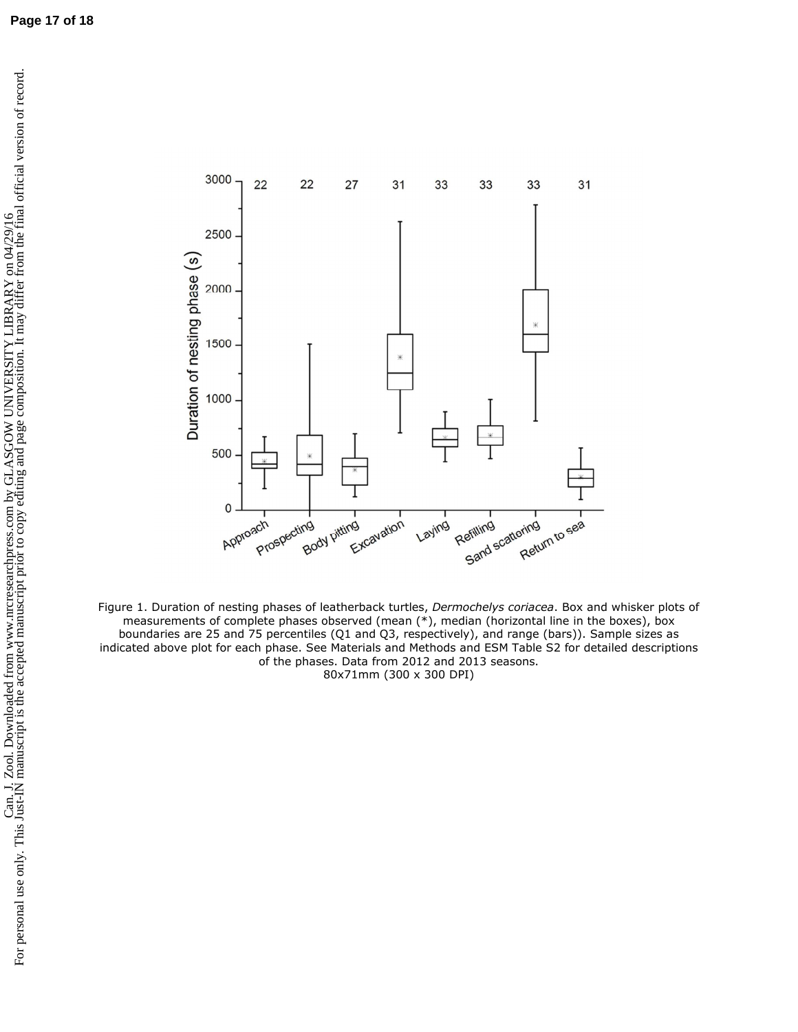Figure 1. Duration of nesting phases of leatherback turtles, *Dermochelys coriacea*. Box and whisker plots of measurements of complete phases observed (mean (*), median (horizontal line in the boxes), box boundaries are 25 and 75 percentiles (Q1 and Q3, respectively), and range (bars)). Sample sizes as indicated above plot for each phase. See Materials and Methods and ESM Table S2 for detailed descriptions of the phases. Data from 2012 and 2013 seasons.

80x71mm (300 x 300 DPI)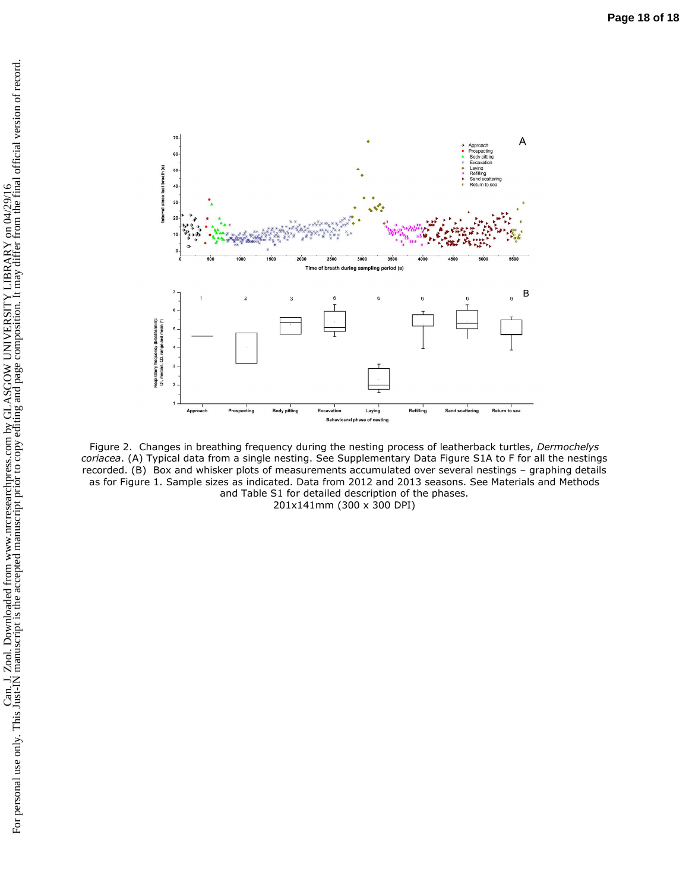A

Approach
Prospecting
Body pitting
Excavation
Laying
Refilling
Sand scattering
Return to sea

Interval since last breath (s)

70
60
50
40
30
20
10
0

0 500 1000 1500 2000 2500 3000 3500 4000 4500 5000 5500

Time of breath during sampling period (s)

B

1 2 3 6 6 6 6 6

Respiratory frequency (breaths/min): Q1, median, Q3, range and mean (°)

7
6
5
4
3
2
1

Approach Prospecting Body pitting Excavation Laying Refilling Sand scattering Return to sea

Behavioural phase of nesting

Figure 2. Changes in breathing frequency during the nesting process of leatherback turtles, *Dermochelys coriacea*. (A) Typical data from a single nesting. See Supplementary Data Figure S1A to F for all the nestings recorded. (B) Box and whisker plots of measurements accumulated over several nestings – graphing details as for Figure 1. Sample sizes as indicated. Data from 2012 and 2013 seasons. See Materials and Methods and Table S1 for detailed description of the phases.

201x141mm (300 x 300 DPI)